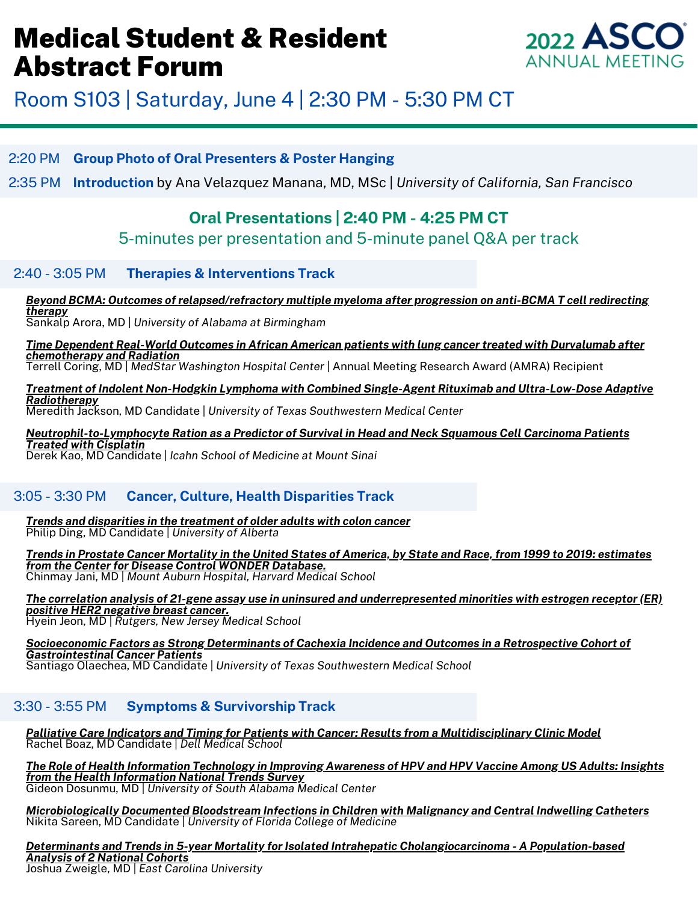# Medical Student & Resident Abstract Forum

2022 ASCO ANNUAL MEETING

Room S103 | Saturday, June 4 | 2:30 PM - 5:30 PM CT

2:20 PM **Group Photo of Oral Presenters & Poster Hanging**

2:35 PM **Introduction** by Ana Velazquez Manana, MD, MSc | *University of California, San Francisco*

## Oral Presentations | 2:40 PM - 4:25 PM CT

5-minutes per presentation and 5-minute panel Q&A per track

### 2:40 - 3:05 PM **Therapies & Interventions Track**

***Beyond BCMA: Outcomes of relapsed/refractory multiple myeloma after progression on anti-BCMA T cell redirecting therapy***
Sankalp Arora, MD | *University of Alabama at Birmingham*

***Time Dependent Real-World Outcomes in African American patients with lung cancer treated with Durvalumab after chemotherapy and Radiation***
Terrell Coring, MD | *MedStar Washington Hospital Center* | Annual Meeting Research Award (AMRA) Recipient

***Treatment of Indolent Non-Hodgkin Lymphoma with Combined Single-Agent Rituximab and Ultra-Low-Dose Adaptive Radiotherapy***
Meredith Jackson, MD Candidate | *University of Texas Southwestern Medical Center*

***Neutrophil-to-Lymphocyte Ration as a Predictor of Survival in Head and Neck Squamous Cell Carcinoma Patients Treated with Cisplatin***
Derek Kao, MD Candidate | *Icahn School of Medicine at Mount Sinai*

### 3:05 - 3:30 PM **Cancer, Culture, Health Disparities Track**

***Trends and disparities in the treatment of older adults with colon cancer***
Philip Ding, MD Candidate | *University of Alberta*

***Trends in Prostate Cancer Mortality in the United States of America, by State and Race, from 1999 to 2019: estimates from the Center for Disease Control WONDER Database.***
Chinmay Jani, MD | *Mount Auburn Hospital, Harvard Medical School*

***The correlation analysis of 21-gene assay use in uninsured and underrepresented minorities with estrogen receptor (ER) positive HER2 negative breast cancer.***
Hyein Jeon, MD | *Rutgers, New Jersey Medical School*

***Socioeconomic Factors as Strong Determinants of Cachexia Incidence and Outcomes in a Retrospective Cohort of Gastrointestinal Cancer Patients***
Santiago Olaechea, MD Candidate | *University of Texas Southwestern Medical School*

### 3:30 - 3:55 PM **Symptoms & Survivorship Track**

***Palliative Care Indicators and Timing for Patients with Cancer: Results from a Multidisciplinary Clinic Model***
Rachel Boaz, MD Candidate | *Dell Medical School*

***The Role of Health Information Technology in Improving Awareness of HPV and HPV Vaccine Among US Adults: Insights from the Health Information National Trends Survey***
Gideon Dosunmu, MD | *University of South Alabama Medical Center*

***Microbiologically Documented Bloodstream Infections in Children with Malignancy and Central Indwelling Catheters***
Nikita Sareen, MD Candidate | *University of Florida College of Medicine*

***Determinants and Trends in 5-year Mortality for Isolated Intrahepatic Cholangiocarcinoma - A Population-based Analysis of 2 National Cohorts***
Joshua Zweigle, MD | *East Carolina University*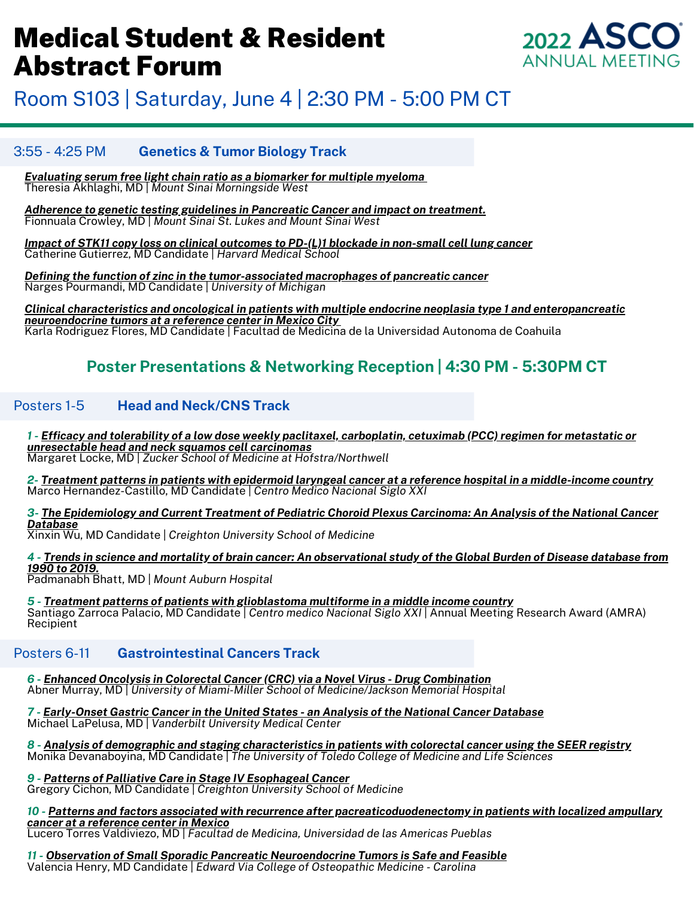# Medical Student & Resident Abstract Forum

2022 ASCO ANNUAL MEETING

## Room S103 | Saturday, June 4 | 2:30 PM - 5:00 PM CT

### 3:55 - 4:25 PM **Genetics & Tumor Biology Track**

***Evaluating serum free light chain ratio as a biomarker for multiple myeloma***
Theresia Akhlaghi, MD | *Mount Sinai Morningside West*

***Adherence to genetic testing guidelines in Pancreatic Cancer and impact on treatment.***
Fionnuala Crowley, MD | *Mount Sinai St. Lukes and Mount Sinai West*

***Impact of STK11 copy loss on clinical outcomes to PD-(L)1 blockade in non-small cell lung cancer***
Catherine Gutierrez, MD Candidate | *Harvard Medical School*

***Defining the function of zinc in the tumor-associated macrophages of pancreatic cancer***
Narges Pourmandi, MD Candidate | *University of Michigan*

***Clinical characteristics and oncological in patients with multiple endocrine neoplasia type 1 and enteropancreatic neuroendocrine tumors at a reference center in Mexico City***
Karla Rodriguez Flores, MD Candidate | Facultad de Medicina de la Universidad Autonoma de Coahuila

## Poster Presentations & Networking Reception | 4:30 PM - 5:30PM CT

### Posters 1-5 **Head and Neck/CNS Track**

***1 - Efficacy and tolerability of a low dose weekly paclitaxel, carboplatin, cetuximab (PCC) regimen for metastatic or unresectable head and neck squamos cell carcinomas***
Margaret Locke, MD | *Zucker School of Medicine at Hofstra/Northwell*

***2- Treatment patterns in patients with epidermoid laryngeal cancer at a reference hospital in a middle-income country***
Marco Hernandez-Castillo, MD Candidate | *Centro Medico Nacional Siglo XXI*

***3- The Epidemiology and Current Treatment of Pediatric Choroid Plexus Carcinoma: An Analysis of the National Cancer Database***
Xinxin Wu, MD Candidate | *Creighton University School of Medicine*

***4 - Trends in science and mortality of brain cancer: An observational study of the Global Burden of Disease database from 1990 to 2019.***
Padmanabh Bhatt, MD | *Mount Auburn Hospital*

***5 - Treatment patterns of patients with glioblastoma multiforme in a middle income country***
Santiago Zarroca Palacio, MD Candidate | *Centro medico Nacional Siglo XXI* | Annual Meeting Research Award (AMRA) Recipient

### Posters 6-11 **Gastrointestinal Cancers Track**

***6 - Enhanced Oncolysis in Colorectal Cancer (CRC) via a Novel Virus - Drug Combination***
Abner Murray, MD | *University of Miami-Miller School of Medicine/Jackson Memorial Hospital*

***7 - Early-Onset Gastric Cancer in the United States - an Analysis of the National Cancer Database***
Michael LaPelusa, MD | *Vanderbilt University Medical Center*

***8 - Analysis of demographic and staging characteristics in patients with colorectal cancer using the SEER registry***
Monika Devanaboyina, MD Candidate | *The University of Toledo College of Medicine and Life Sciences*

***9 - Patterns of Palliative Care in Stage IV Esophageal Cancer***
Gregory Cichon, MD Candidate | *Creighton University School of Medicine*

***10 - Patterns and factors associated with recurrence after pacreaticoduodenectomy in patients with localized ampullary cancer at a reference center in Mexico***
Lucero Torres Valdiviezo, MD | *Facultad de Medicina, Universidad de las Americas Pueblas*

***11 - Observation of Small Sporadic Pancreatic Neuroendocrine Tumors is Safe and Feasible***
Valencia Henry, MD Candidate | *Edward Via College of Osteopathic Medicine - Carolina*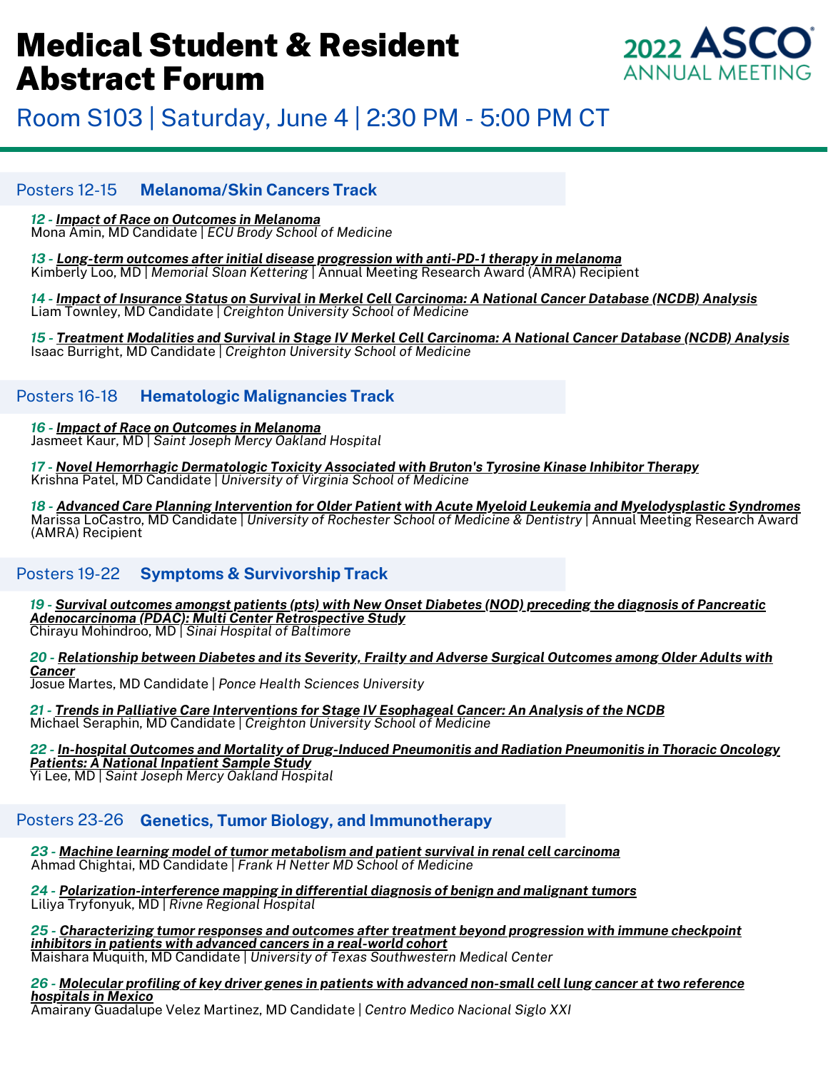# Medical Student & Resident Abstract Forum

2022 ASCO ANNUAL MEETING

## Room S103 | Saturday, June 4 | 2:30 PM - 5:00 PM CT

### Posters 12-15 **Melanoma/Skin Cancers Track**

***12 - Impact of Race on Outcomes in Melanoma***
Mona Amin, MD Candidate | *ECU Brody School of Medicine*

***13 - Long-term outcomes after initial disease progression with anti-PD-1 therapy in melanoma***
Kimberly Loo, MD | *Memorial Sloan Kettering* | Annual Meeting Research Award (AMRA) Recipient

***14 - Impact of Insurance Status on Survival in Merkel Cell Carcinoma: A National Cancer Database (NCDB) Analysis***
Liam Townley, MD Candidate | *Creighton University School of Medicine*

***15 - Treatment Modalities and Survival in Stage IV Merkel Cell Carcinoma: A National Cancer Database (NCDB) Analysis***
Isaac Burright, MD Candidate | *Creighton University School of Medicine*

### Posters 16-18 **Hematologic Malignancies Track**

***16 - Impact of Race on Outcomes in Melanoma***
Jasmeet Kaur, MD | *Saint Joseph Mercy Oakland Hospital*

***17 - Novel Hemorrhagic Dermatologic Toxicity Associated with Bruton's Tyrosine Kinase Inhibitor Therapy***
Krishna Patel, MD Candidate | *University of Virginia School of Medicine*

***18 - Advanced Care Planning Intervention for Older Patient with Acute Myeloid Leukemia and Myelodysplastic Syndromes***
Marissa LoCastro, MD Candidate | *University of Rochester School of Medicine & Dentistry* | Annual Meeting Research Award (AMRA) Recipient

### Posters 19-22 **Symptoms & Survivorship Track**

***19 - Survival outcomes amongst patients (pts) with New Onset Diabetes (NOD) preceding the diagnosis of Pancreatic Adenocarcinoma (PDAC): Multi Center Retrospective Study***
Chirayu Mohindroo, MD | *Sinai Hospital of Baltimore*

***20 - Relationship between Diabetes and its Severity, Frailty and Adverse Surgical Outcomes among Older Adults with Cancer***
Josue Martes, MD Candidate | *Ponce Health Sciences University*

***21 - Trends in Palliative Care Interventions for Stage IV Esophageal Cancer: An Analysis of the NCDB***
Michael Seraphin, MD Candidate | *Creighton University School of Medicine*

***22 - In-hospital Outcomes and Mortality of Drug-Induced Pneumonitis and Radiation Pneumonitis in Thoracic Oncology Patients: A National Inpatient Sample Study***
Yi Lee, MD | *Saint Joseph Mercy Oakland Hospital*

### Posters 23-26 **Genetics, Tumor Biology, and Immunotherapy**

***23 - Machine learning model of tumor metabolism and patient survival in renal cell carcinoma***
Ahmad Chightai, MD Candidate | *Frank H Netter MD School of Medicine*

***24 - Polarization-interference mapping in differential diagnosis of benign and malignant tumors***
Liliya Tryfonyuk, MD | *Rivne Regional Hospital*

***25 - Characterizing tumor responses and outcomes after treatment beyond progression with immune checkpoint inhibitors in patients with advanced cancers in a real-world cohort***
Maishara Muquith, MD Candidate | *University of Texas Southwestern Medical Center*

***26 - Molecular profiling of key driver genes in patients with advanced non-small cell lung cancer at two reference hospitals in Mexico***
Amairany Guadalupe Velez Martinez, MD Candidate | *Centro Medico Nacional Siglo XXI*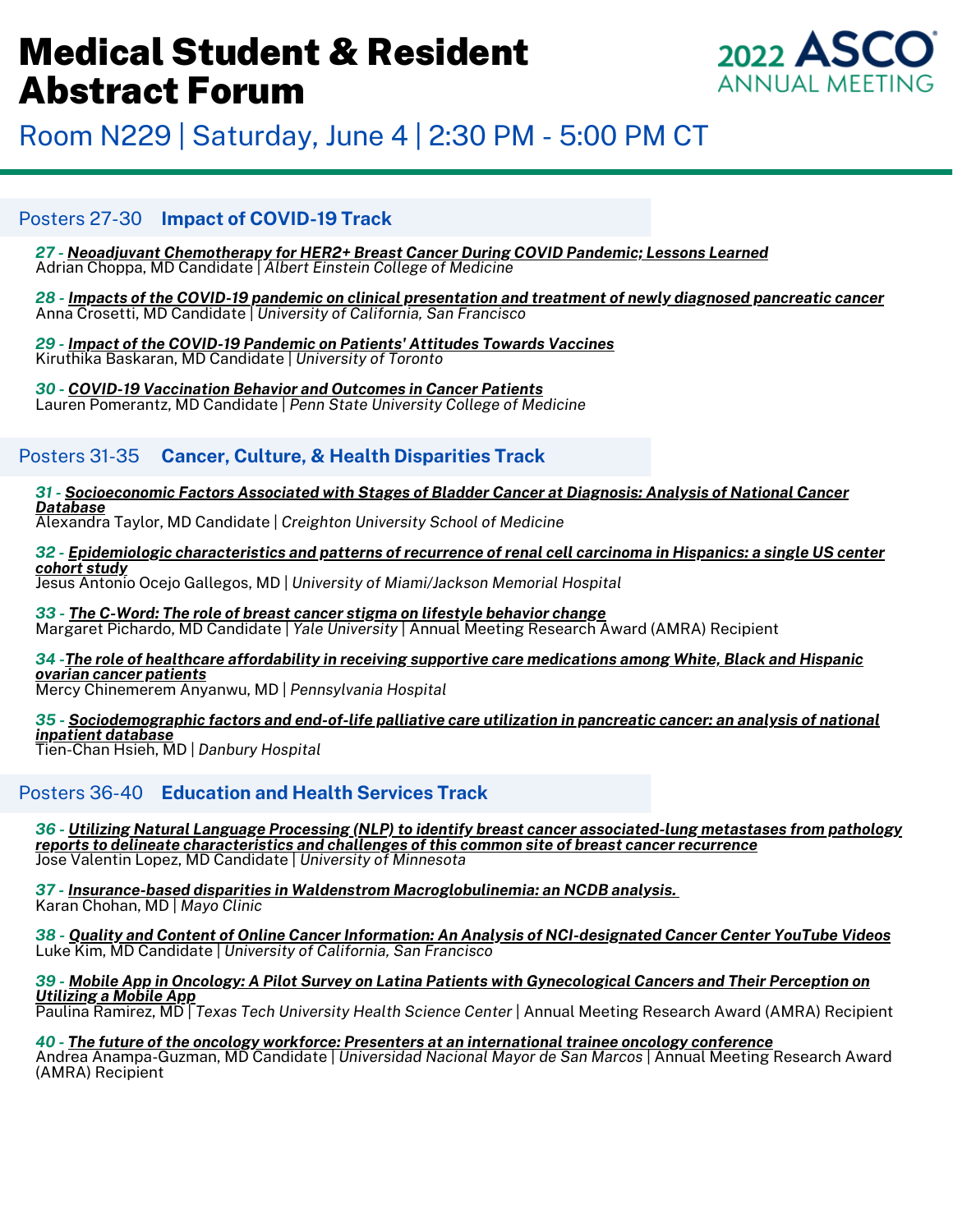# Medical Student & Resident Abstract Forum

2022 ASCO ANNUAL MEETING

## Room N229 | Saturday, June 4 | 2:30 PM - 5:00 PM CT

## Posters 27-30 **Impact of COVID-19 Track**

***27 - Neoadjuvant Chemotherapy for HER2+ Breast Cancer During COVID Pandemic; Lessons Learned***
Adrian Choppa, MD Candidate | *Albert Einstein College of Medicine*

***28 - Impacts of the COVID-19 pandemic on clinical presentation and treatment of newly diagnosed pancreatic cancer***
Anna Crosetti, MD Candidate | *University of California, San Francisco*

***29 - Impact of the COVID-19 Pandemic on Patients' Attitudes Towards Vaccines***
Kiruthika Baskaran, MD Candidate | *University of Toronto*

***30 - COVID-19 Vaccination Behavior and Outcomes in Cancer Patients***
Lauren Pomerantz, MD Candidate | *Penn State University College of Medicine*

## Posters 31-35 **Cancer, Culture, & Health Disparities Track**

***31 - Socioeconomic Factors Associated with Stages of Bladder Cancer at Diagnosis: Analysis of National Cancer Database***
Alexandra Taylor, MD Candidate | *Creighton University School of Medicine*

***32 - Epidemiologic characteristics and patterns of recurrence of renal cell carcinoma in Hispanics: a single US center cohort study***
Jesus Antonio Ocejo Gallegos, MD | *University of Miami/Jackson Memorial Hospital*

***33 - The C-Word: The role of breast cancer stigma on lifestyle behavior change***
Margaret Pichardo, MD Candidate | *Yale University* | Annual Meeting Research Award (AMRA) Recipient

***34 -The role of healthcare affordability in receiving supportive care medications among White, Black and Hispanic ovarian cancer patients***
Mercy Chinemerem Anyanwu, MD | *Pennsylvania Hospital*

***35 - Sociodemographic factors and end-of-life palliative care utilization in pancreatic cancer: an analysis of national inpatient database***
Tien-Chan Hsieh, MD | *Danbury Hospital*

## Posters 36-40 **Education and Health Services Track**

***36 - Utilizing Natural Language Processing (NLP) to identify breast cancer associated-lung metastases from pathology reports to delineate characteristics and challenges of this common site of breast cancer recurrence***
Jose Valentin Lopez, MD Candidate | *University of Minnesota*

***37 - Insurance-based disparities in Waldenstrom Macroglobulinemia: an NCDB analysis.***
Karan Chohan, MD | *Mayo Clinic*

***38 - Quality and Content of Online Cancer Information: An Analysis of NCI-designated Cancer Center YouTube Videos***
Luke Kim, MD Candidate | *University of California, San Francisco*

***39 - Mobile App in Oncology: A Pilot Survey on Latina Patients with Gynecological Cancers and Their Perception on Utilizing a Mobile App***
Paulina Ramirez, MD | *Texas Tech University Health Science Center* | Annual Meeting Research Award (AMRA) Recipient

***40 - The future of the oncology workforce: Presenters at an international trainee oncology conference***
Andrea Anampa-Guzman, MD Candidate | *Universidad Nacional Mayor de San Marcos* | Annual Meeting Research Award (AMRA) Recipient